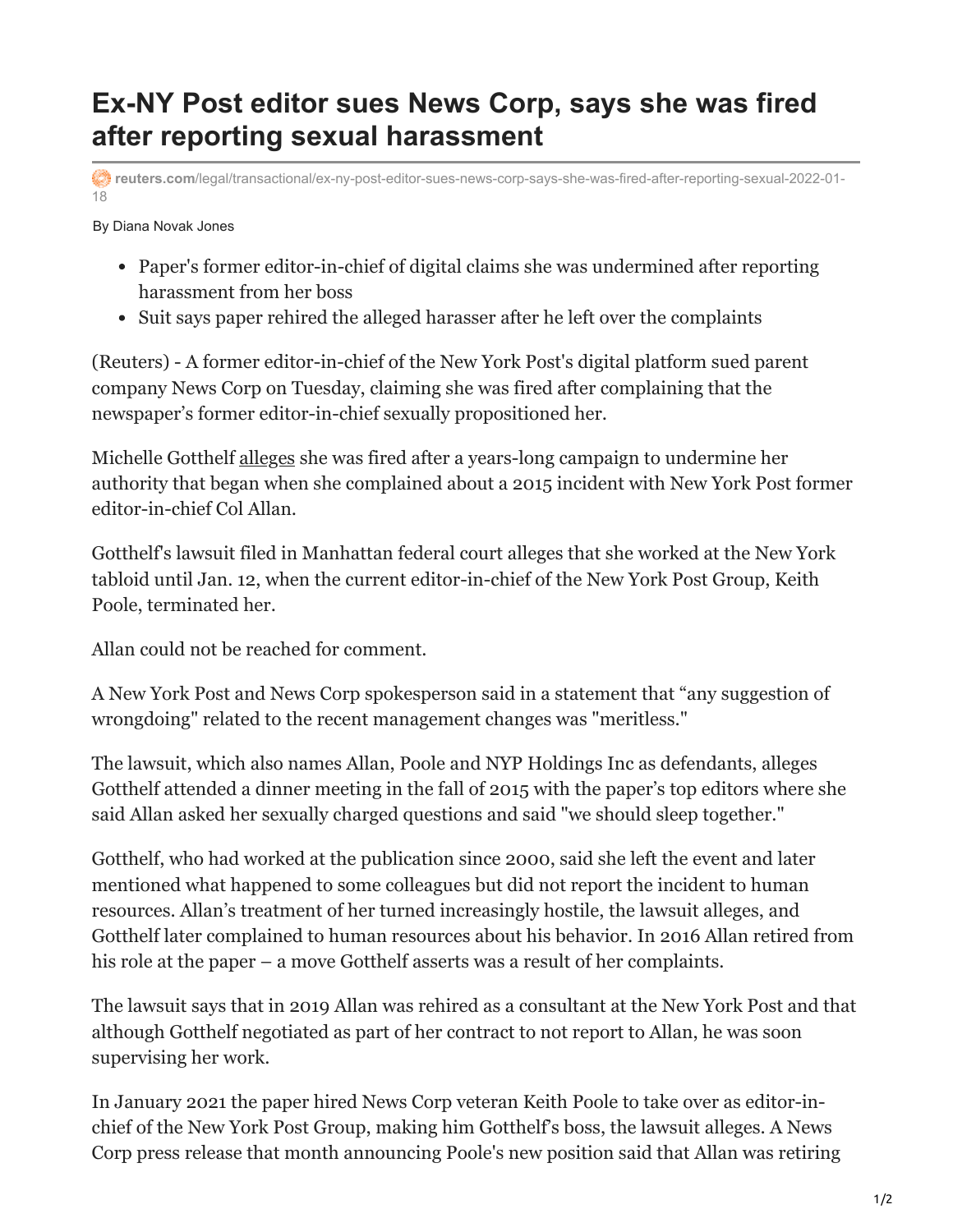# Ex-NY Post editor sues News Corp, says she was fired after reporting sexual harassment

reuters.com/legal/transactional/ex-ny-post-editor-sues-news-corp-says-she-was-fired-after-reporting-sexual-2022-01-18

By Diana Novak Jones

- Paper's former editor-in-chief of digital claims she was undermined after reporting harassment from her boss
- Suit says paper rehired the alleged harasser after he left over the complaints

(Reuters) - A former editor-in-chief of the New York Post's digital platform sued parent company News Corp on Tuesday, claiming she was fired after complaining that the newspaper's former editor-in-chief sexually propositioned her.

Michelle Gotthelf alleges she was fired after a years-long campaign to undermine her authority that began when she complained about a 2015 incident with New York Post former editor-in-chief Col Allan.

Gotthelf's lawsuit filed in Manhattan federal court alleges that she worked at the New York tabloid until Jan. 12, when the current editor-in-chief of the New York Post Group, Keith Poole, terminated her.

Allan could not be reached for comment.

A New York Post and News Corp spokesperson said in a statement that "any suggestion of wrongdoing" related to the recent management changes was "meritless."

The lawsuit, which also names Allan, Poole and NYP Holdings Inc as defendants, alleges Gotthelf attended a dinner meeting in the fall of 2015 with the paper's top editors where she said Allan asked her sexually charged questions and said "we should sleep together."

Gotthelf, who had worked at the publication since 2000, said she left the event and later mentioned what happened to some colleagues but did not report the incident to human resources. Allan's treatment of her turned increasingly hostile, the lawsuit alleges, and Gotthelf later complained to human resources about his behavior. In 2016 Allan retired from his role at the paper – a move Gotthelf asserts was a result of her complaints.

The lawsuit says that in 2019 Allan was rehired as a consultant at the New York Post and that although Gotthelf negotiated as part of her contract to not report to Allan, he was soon supervising her work.

In January 2021 the paper hired News Corp veteran Keith Poole to take over as editor-in-chief of the New York Post Group, making him Gotthelf's boss, the lawsuit alleges. A News Corp press release that month announcing Poole's new position said that Allan was retiring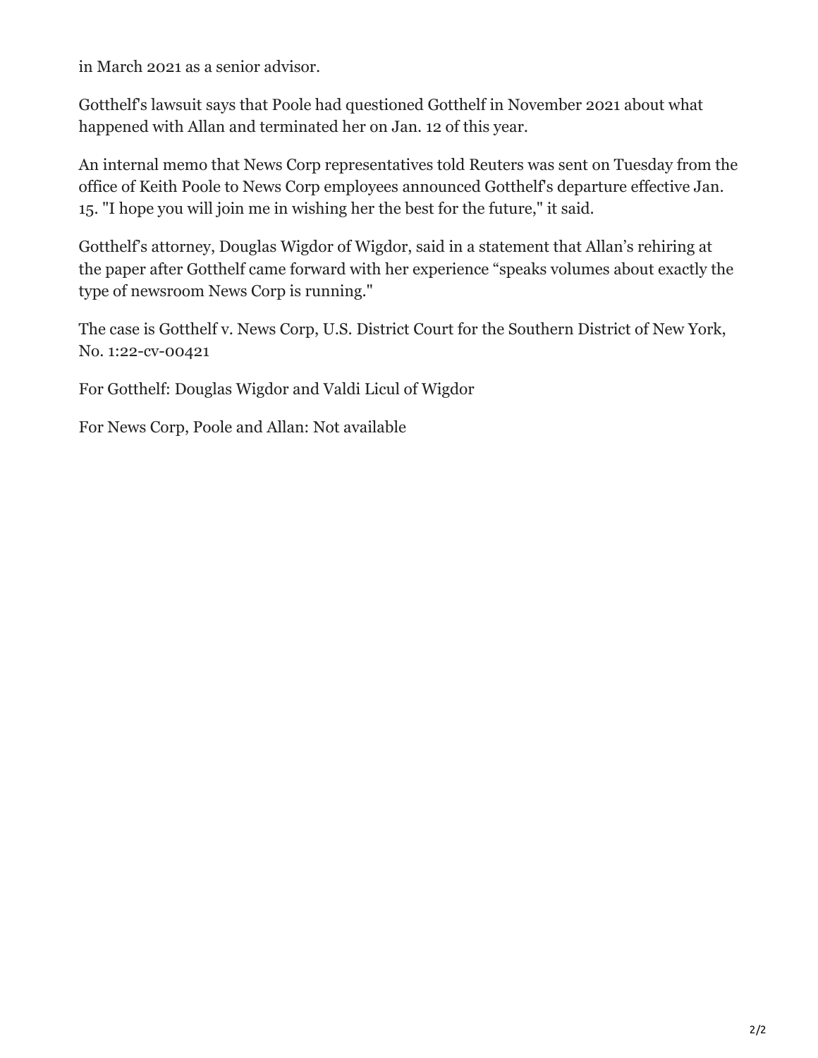in March 2021 as a senior advisor.

Gotthelf's lawsuit says that Poole had questioned Gotthelf in November 2021 about what happened with Allan and terminated her on Jan. 12 of this year.

An internal memo that News Corp representatives told Reuters was sent on Tuesday from the office of Keith Poole to News Corp employees announced Gotthelf's departure effective Jan. 15. "I hope you will join me in wishing her the best for the future," it said.

Gotthelf's attorney, Douglas Wigdor of Wigdor, said in a statement that Allan's rehiring at the paper after Gotthelf came forward with her experience "speaks volumes about exactly the type of newsroom News Corp is running."

The case is Gotthelf v. News Corp, U.S. District Court for the Southern District of New York, No. 1:22-cv-00421

For Gotthelf: Douglas Wigdor and Valdi Licul of Wigdor

For News Corp, Poole and Allan: Not available